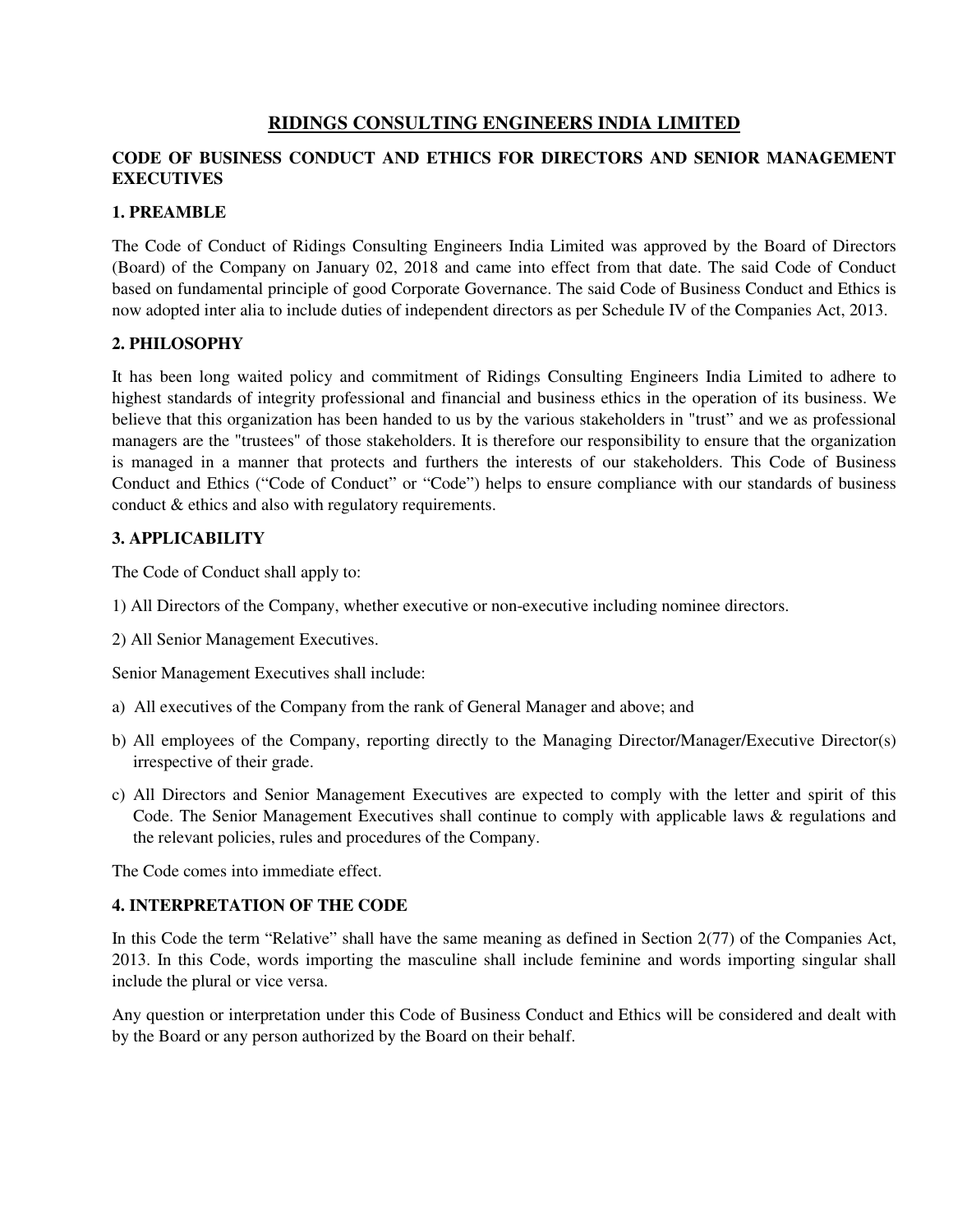# RIDINGS CONSULTING ENGINEERS INDIA LIMITED

## CODE OF BUSINESS CONDUCT AND ETHICS FOR DIRECTORS AND SENIOR MANAGEMENT EXECUTIVES

### 1. PREAMBLE

The Code of Conduct of Ridings Consulting Engineers India Limited was approved by the Board of Directors (Board) of the Company on January 02, 2018 and came into effect from that date. The said Code of Conduct based on fundamental principle of good Corporate Governance. The said Code of Business Conduct and Ethics is now adopted inter alia to include duties of independent directors as per Schedule IV of the Companies Act, 2013.

### 2. PHILOSOPHY

It has been long waited policy and commitment of Ridings Consulting Engineers India Limited to adhere to highest standards of integrity professional and financial and business ethics in the operation of its business. We believe that this organization has been handed to us by the various stakeholders in "trust" and we as professional managers are the "trustees" of those stakeholders. It is therefore our responsibility to ensure that the organization is managed in a manner that protects and furthers the interests of our stakeholders. This Code of Business Conduct and Ethics ("Code of Conduct" or "Code") helps to ensure compliance with our standards of business conduct & ethics and also with regulatory requirements.

### 3. APPLICABILITY

The Code of Conduct shall apply to:

1) All Directors of the Company, whether executive or non-executive including nominee directors.

2) All Senior Management Executives.

Senior Management Executives shall include:

a) All executives of the Company from the rank of General Manager and above; and

b) All employees of the Company, reporting directly to the Managing Director/Manager/Executive Director(s) irrespective of their grade.

c) All Directors and Senior Management Executives are expected to comply with the letter and spirit of this Code. The Senior Management Executives shall continue to comply with applicable laws & regulations and the relevant policies, rules and procedures of the Company.

The Code comes into immediate effect.

### 4. INTERPRETATION OF THE CODE

In this Code the term "Relative" shall have the same meaning as defined in Section 2(77) of the Companies Act, 2013. In this Code, words importing the masculine shall include feminine and words importing singular shall include the plural or vice versa.

Any question or interpretation under this Code of Business Conduct and Ethics will be considered and dealt with by the Board or any person authorized by the Board on their behalf.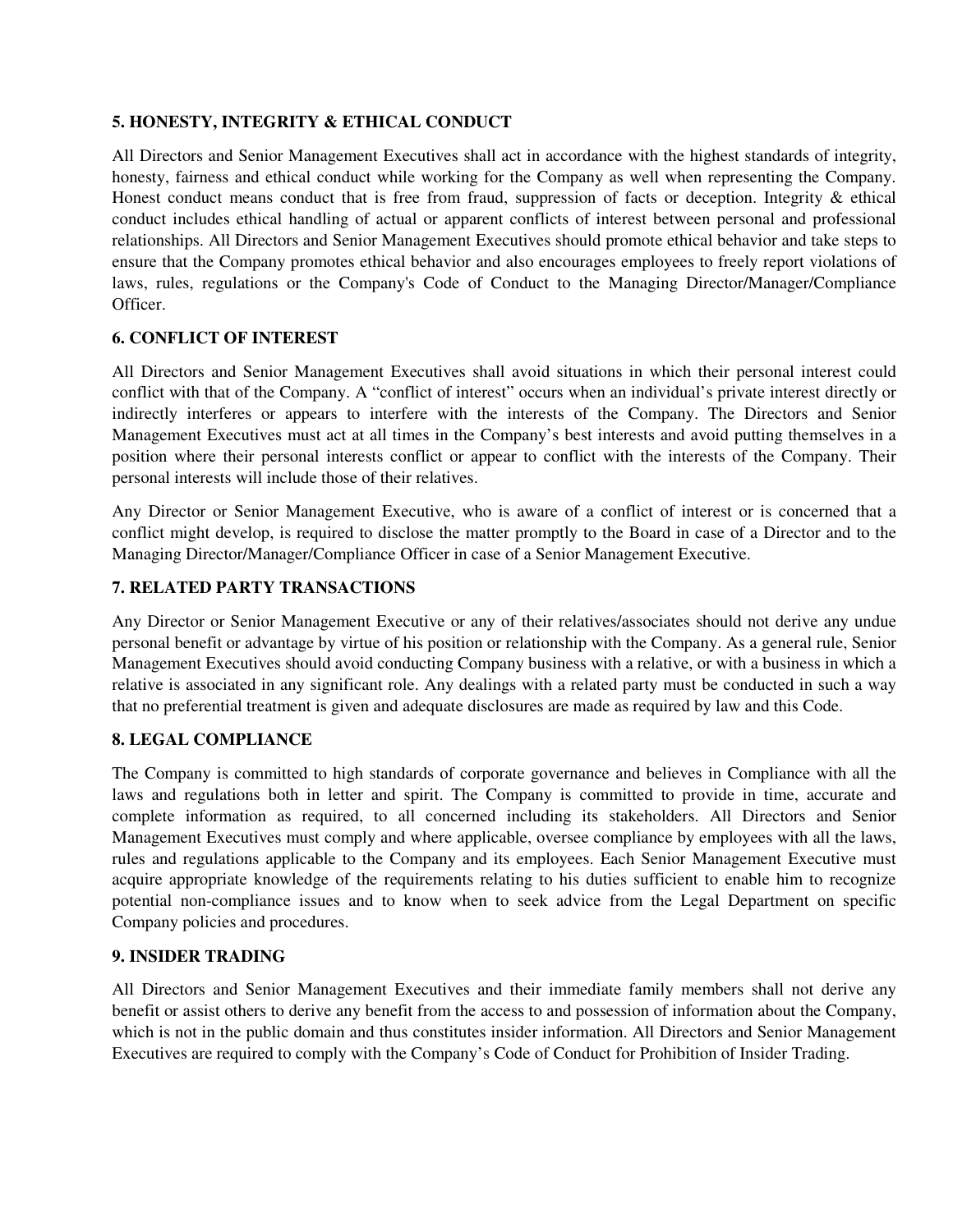## 5. HONESTY, INTEGRITY & ETHICAL CONDUCT

All Directors and Senior Management Executives shall act in accordance with the highest standards of integrity, honesty, fairness and ethical conduct while working for the Company as well when representing the Company. Honest conduct means conduct that is free from fraud, suppression of facts or deception. Integrity & ethical conduct includes ethical handling of actual or apparent conflicts of interest between personal and professional relationships. All Directors and Senior Management Executives should promote ethical behavior and take steps to ensure that the Company promotes ethical behavior and also encourages employees to freely report violations of laws, rules, regulations or the Company's Code of Conduct to the Managing Director/Manager/Compliance Officer.

## 6. CONFLICT OF INTEREST

All Directors and Senior Management Executives shall avoid situations in which their personal interest could conflict with that of the Company. A "conflict of interest" occurs when an individual's private interest directly or indirectly interferes or appears to interfere with the interests of the Company. The Directors and Senior Management Executives must act at all times in the Company's best interests and avoid putting themselves in a position where their personal interests conflict or appear to conflict with the interests of the Company. Their personal interests will include those of their relatives.

Any Director or Senior Management Executive, who is aware of a conflict of interest or is concerned that a conflict might develop, is required to disclose the matter promptly to the Board in case of a Director and to the Managing Director/Manager/Compliance Officer in case of a Senior Management Executive.

## 7. RELATED PARTY TRANSACTIONS

Any Director or Senior Management Executive or any of their relatives/associates should not derive any undue personal benefit or advantage by virtue of his position or relationship with the Company. As a general rule, Senior Management Executives should avoid conducting Company business with a relative, or with a business in which a relative is associated in any significant role. Any dealings with a related party must be conducted in such a way that no preferential treatment is given and adequate disclosures are made as required by law and this Code.

## 8. LEGAL COMPLIANCE

The Company is committed to high standards of corporate governance and believes in Compliance with all the laws and regulations both in letter and spirit. The Company is committed to provide in time, accurate and complete information as required, to all concerned including its stakeholders. All Directors and Senior Management Executives must comply and where applicable, oversee compliance by employees with all the laws, rules and regulations applicable to the Company and its employees. Each Senior Management Executive must acquire appropriate knowledge of the requirements relating to his duties sufficient to enable him to recognize potential non-compliance issues and to know when to seek advice from the Legal Department on specific Company policies and procedures.

## 9. INSIDER TRADING

All Directors and Senior Management Executives and their immediate family members shall not derive any benefit or assist others to derive any benefit from the access to and possession of information about the Company, which is not in the public domain and thus constitutes insider information. All Directors and Senior Management Executives are required to comply with the Company's Code of Conduct for Prohibition of Insider Trading.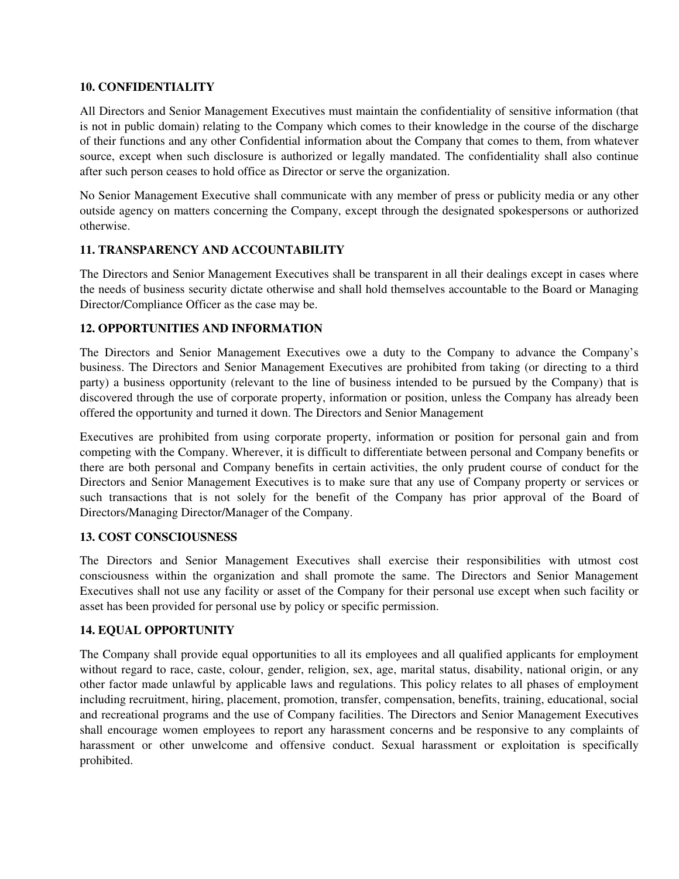**10. CONFIDENTIALITY**

All Directors and Senior Management Executives must maintain the confidentiality of sensitive information (that is not in public domain) relating to the Company which comes to their knowledge in the course of the discharge of their functions and any other Confidential information about the Company that comes to them, from whatever source, except when such disclosure is authorized or legally mandated. The confidentiality shall also continue after such person ceases to hold office as Director or serve the organization.

No Senior Management Executive shall communicate with any member of press or publicity media or any other outside agency on matters concerning the Company, except through the designated spokespersons or authorized otherwise.

**11. TRANSPARENCY AND ACCOUNTABILITY**

The Directors and Senior Management Executives shall be transparent in all their dealings except in cases where the needs of business security dictate otherwise and shall hold themselves accountable to the Board or Managing Director/Compliance Officer as the case may be.

**12. OPPORTUNITIES AND INFORMATION**

The Directors and Senior Management Executives owe a duty to the Company to advance the Company's business. The Directors and Senior Management Executives are prohibited from taking (or directing to a third party) a business opportunity (relevant to the line of business intended to be pursued by the Company) that is discovered through the use of corporate property, information or position, unless the Company has already been offered the opportunity and turned it down. The Directors and Senior Management

Executives are prohibited from using corporate property, information or position for personal gain and from competing with the Company. Wherever, it is difficult to differentiate between personal and Company benefits or there are both personal and Company benefits in certain activities, the only prudent course of conduct for the Directors and Senior Management Executives is to make sure that any use of Company property or services or such transactions that is not solely for the benefit of the Company has prior approval of the Board of Directors/Managing Director/Manager of the Company.

**13. COST CONSCIOUSNESS**

The Directors and Senior Management Executives shall exercise their responsibilities with utmost cost consciousness within the organization and shall promote the same. The Directors and Senior Management Executives shall not use any facility or asset of the Company for their personal use except when such facility or asset has been provided for personal use by policy or specific permission.

**14. EQUAL OPPORTUNITY**

The Company shall provide equal opportunities to all its employees and all qualified applicants for employment without regard to race, caste, colour, gender, religion, sex, age, marital status, disability, national origin, or any other factor made unlawful by applicable laws and regulations. This policy relates to all phases of employment including recruitment, hiring, placement, promotion, transfer, compensation, benefits, training, educational, social and recreational programs and the use of Company facilities. The Directors and Senior Management Executives shall encourage women employees to report any harassment concerns and be responsive to any complaints of harassment or other unwelcome and offensive conduct. Sexual harassment or exploitation is specifically prohibited.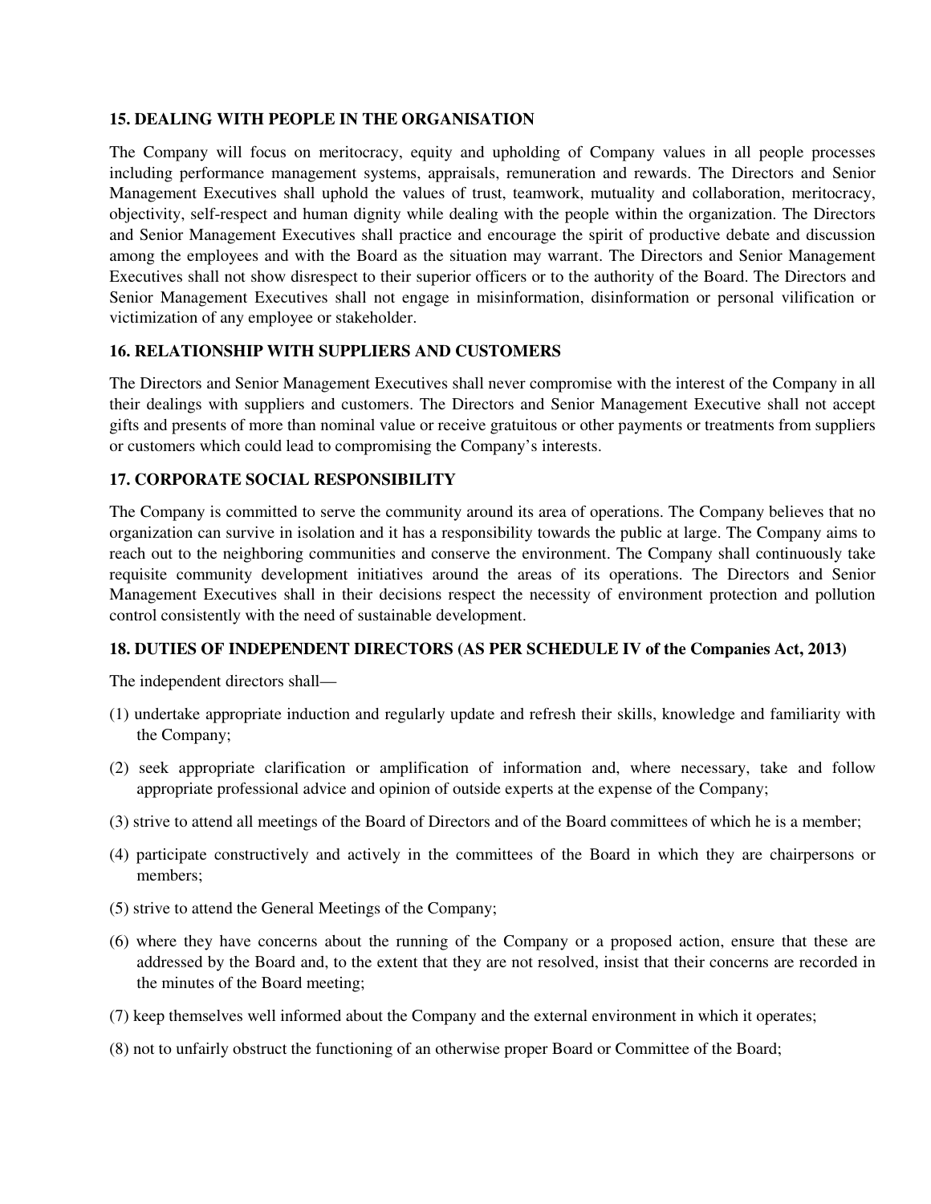## 15. DEALING WITH PEOPLE IN THE ORGANISATION

The Company will focus on meritocracy, equity and upholding of Company values in all people processes including performance management systems, appraisals, remuneration and rewards. The Directors and Senior Management Executives shall uphold the values of trust, teamwork, mutuality and collaboration, meritocracy, objectivity, self-respect and human dignity while dealing with the people within the organization. The Directors and Senior Management Executives shall practice and encourage the spirit of productive debate and discussion among the employees and with the Board as the situation may warrant. The Directors and Senior Management Executives shall not show disrespect to their superior officers or to the authority of the Board. The Directors and Senior Management Executives shall not engage in misinformation, disinformation or personal vilification or victimization of any employee or stakeholder.

## 16. RELATIONSHIP WITH SUPPLIERS AND CUSTOMERS

The Directors and Senior Management Executives shall never compromise with the interest of the Company in all their dealings with suppliers and customers. The Directors and Senior Management Executive shall not accept gifts and presents of more than nominal value or receive gratuitous or other payments or treatments from suppliers or customers which could lead to compromising the Company's interests.

## 17. CORPORATE SOCIAL RESPONSIBILITY

The Company is committed to serve the community around its area of operations. The Company believes that no organization can survive in isolation and it has a responsibility towards the public at large. The Company aims to reach out to the neighboring communities and conserve the environment. The Company shall continuously take requisite community development initiatives around the areas of its operations. The Directors and Senior Management Executives shall in their decisions respect the necessity of environment protection and pollution control consistently with the need of sustainable development.

## 18. DUTIES OF INDEPENDENT DIRECTORS (AS PER SCHEDULE IV of the Companies Act, 2013)

The independent directors shall—

(1) undertake appropriate induction and regularly update and refresh their skills, knowledge and familiarity with the Company;

(2) seek appropriate clarification or amplification of information and, where necessary, take and follow appropriate professional advice and opinion of outside experts at the expense of the Company;

(3) strive to attend all meetings of the Board of Directors and of the Board committees of which he is a member;

(4) participate constructively and actively in the committees of the Board in which they are chairpersons or members;

(5) strive to attend the General Meetings of the Company;

(6) where they have concerns about the running of the Company or a proposed action, ensure that these are addressed by the Board and, to the extent that they are not resolved, insist that their concerns are recorded in the minutes of the Board meeting;

(7) keep themselves well informed about the Company and the external environment in which it operates;

(8) not to unfairly obstruct the functioning of an otherwise proper Board or Committee of the Board;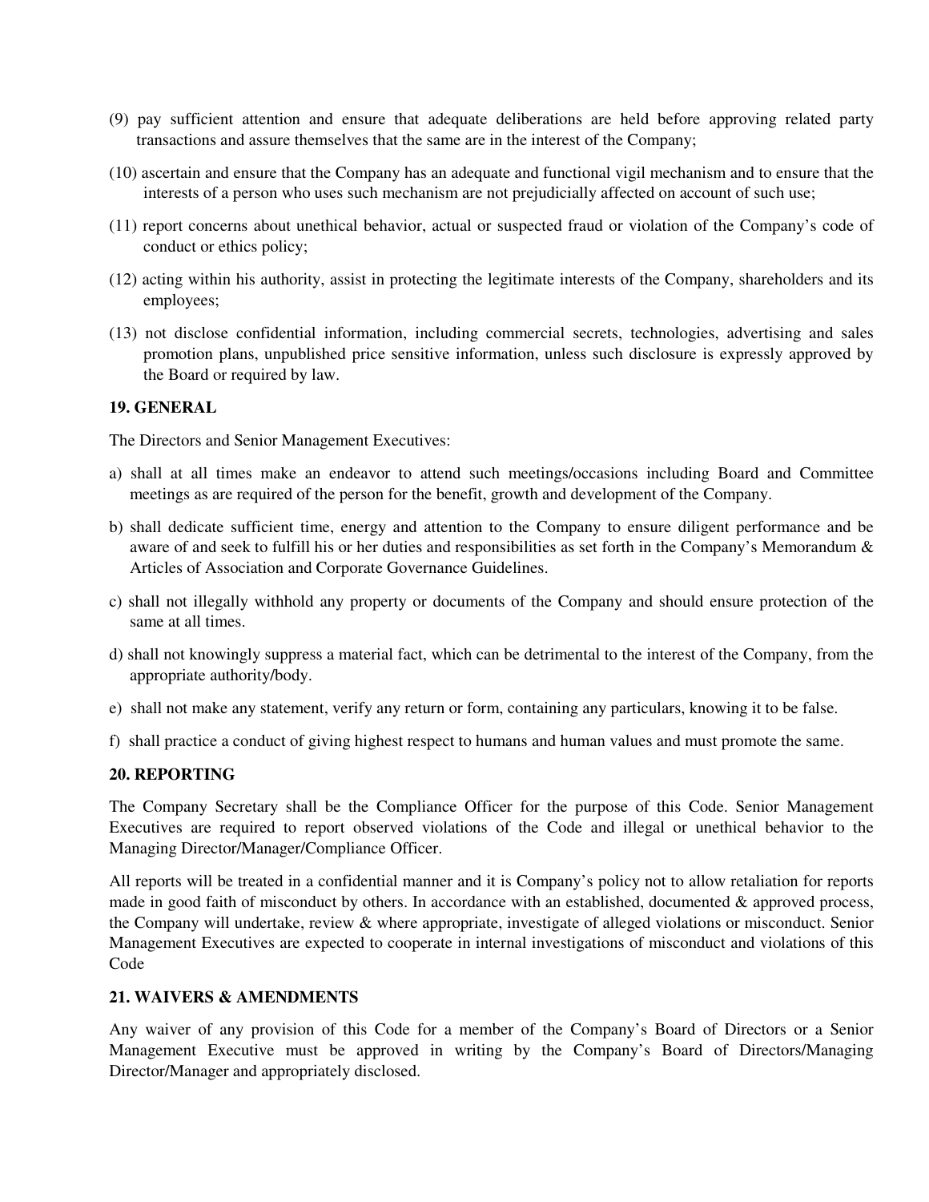(9) pay sufficient attention and ensure that adequate deliberations are held before approving related party transactions and assure themselves that the same are in the interest of the Company;

(10) ascertain and ensure that the Company has an adequate and functional vigil mechanism and to ensure that the interests of a person who uses such mechanism are not prejudicially affected on account of such use;

(11) report concerns about unethical behavior, actual or suspected fraud or violation of the Company's code of conduct or ethics policy;

(12) acting within his authority, assist in protecting the legitimate interests of the Company, shareholders and its employees;

(13) not disclose confidential information, including commercial secrets, technologies, advertising and sales promotion plans, unpublished price sensitive information, unless such disclosure is expressly approved by the Board or required by law.

**19. GENERAL**

The Directors and Senior Management Executives:

a) shall at all times make an endeavor to attend such meetings/occasions including Board and Committee meetings as are required of the person for the benefit, growth and development of the Company.

b) shall dedicate sufficient time, energy and attention to the Company to ensure diligent performance and be aware of and seek to fulfill his or her duties and responsibilities as set forth in the Company's Memorandum & Articles of Association and Corporate Governance Guidelines.

c) shall not illegally withhold any property or documents of the Company and should ensure protection of the same at all times.

d) shall not knowingly suppress a material fact, which can be detrimental to the interest of the Company, from the appropriate authority/body.

e) shall not make any statement, verify any return or form, containing any particulars, knowing it to be false.

f) shall practice a conduct of giving highest respect to humans and human values and must promote the same.

**20. REPORTING**

The Company Secretary shall be the Compliance Officer for the purpose of this Code. Senior Management Executives are required to report observed violations of the Code and illegal or unethical behavior to the Managing Director/Manager/Compliance Officer.

All reports will be treated in a confidential manner and it is Company's policy not to allow retaliation for reports made in good faith of misconduct by others. In accordance with an established, documented & approved process, the Company will undertake, review & where appropriate, investigate of alleged violations or misconduct. Senior Management Executives are expected to cooperate in internal investigations of misconduct and violations of this Code

**21. WAIVERS & AMENDMENTS**

Any waiver of any provision of this Code for a member of the Company's Board of Directors or a Senior Management Executive must be approved in writing by the Company's Board of Directors/Managing Director/Manager and appropriately disclosed.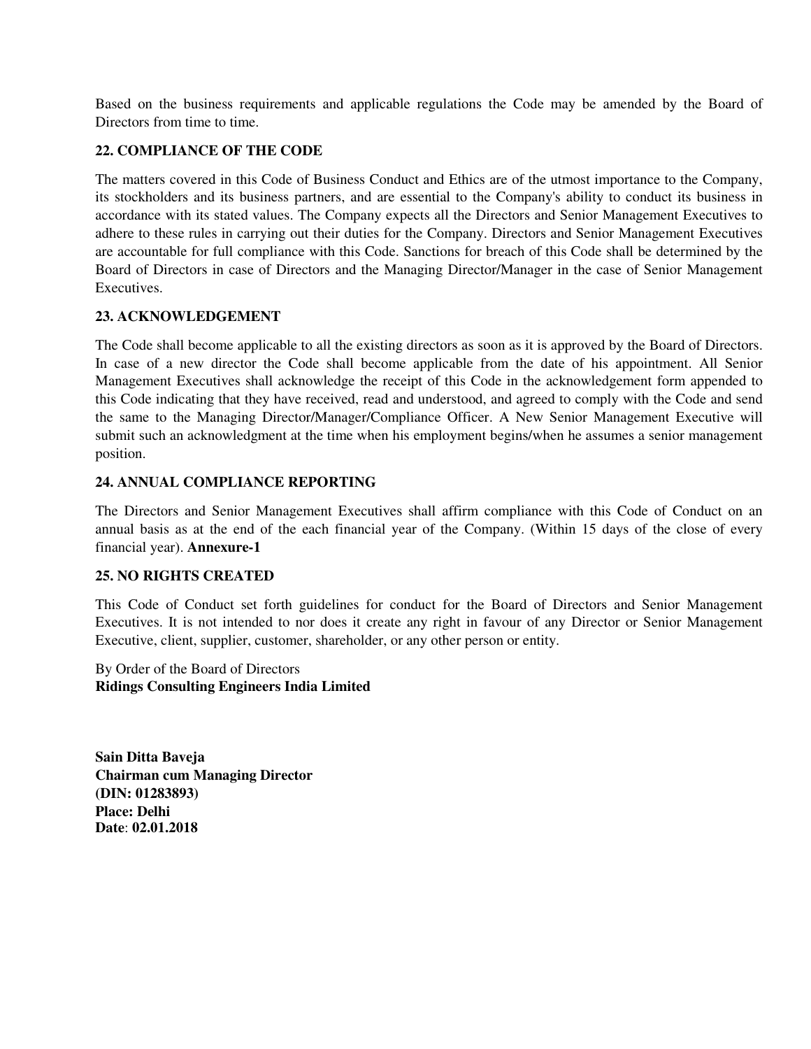Based on the business requirements and applicable regulations the Code may be amended by the Board of Directors from time to time.

## 22. COMPLIANCE OF THE CODE

The matters covered in this Code of Business Conduct and Ethics are of the utmost importance to the Company, its stockholders and its business partners, and are essential to the Company's ability to conduct its business in accordance with its stated values. The Company expects all the Directors and Senior Management Executives to adhere to these rules in carrying out their duties for the Company. Directors and Senior Management Executives are accountable for full compliance with this Code. Sanctions for breach of this Code shall be determined by the Board of Directors in case of Directors and the Managing Director/Manager in the case of Senior Management Executives.

## 23. ACKNOWLEDGEMENT

The Code shall become applicable to all the existing directors as soon as it is approved by the Board of Directors. In case of a new director the Code shall become applicable from the date of his appointment. All Senior Management Executives shall acknowledge the receipt of this Code in the acknowledgement form appended to this Code indicating that they have received, read and understood, and agreed to comply with the Code and send the same to the Managing Director/Manager/Compliance Officer. A New Senior Management Executive will submit such an acknowledgment at the time when his employment begins/when he assumes a senior management position.

## 24. ANNUAL COMPLIANCE REPORTING

The Directors and Senior Management Executives shall affirm compliance with this Code of Conduct on an annual basis as at the end of the each financial year of the Company. (Within 15 days of the close of every financial year). **Annexure-1**

## 25. NO RIGHTS CREATED

This Code of Conduct set forth guidelines for conduct for the Board of Directors and Senior Management Executives. It is not intended to nor does it create any right in favour of any Director or Senior Management Executive, client, supplier, customer, shareholder, or any other person or entity.

By Order of the Board of Directors
**Ridings Consulting Engineers India Limited**

**Sain Ditta Baveja**
**Chairman cum Managing Director**
**(DIN: 01283893)**
**Place: Delhi**
**Date**: **02.01.2018**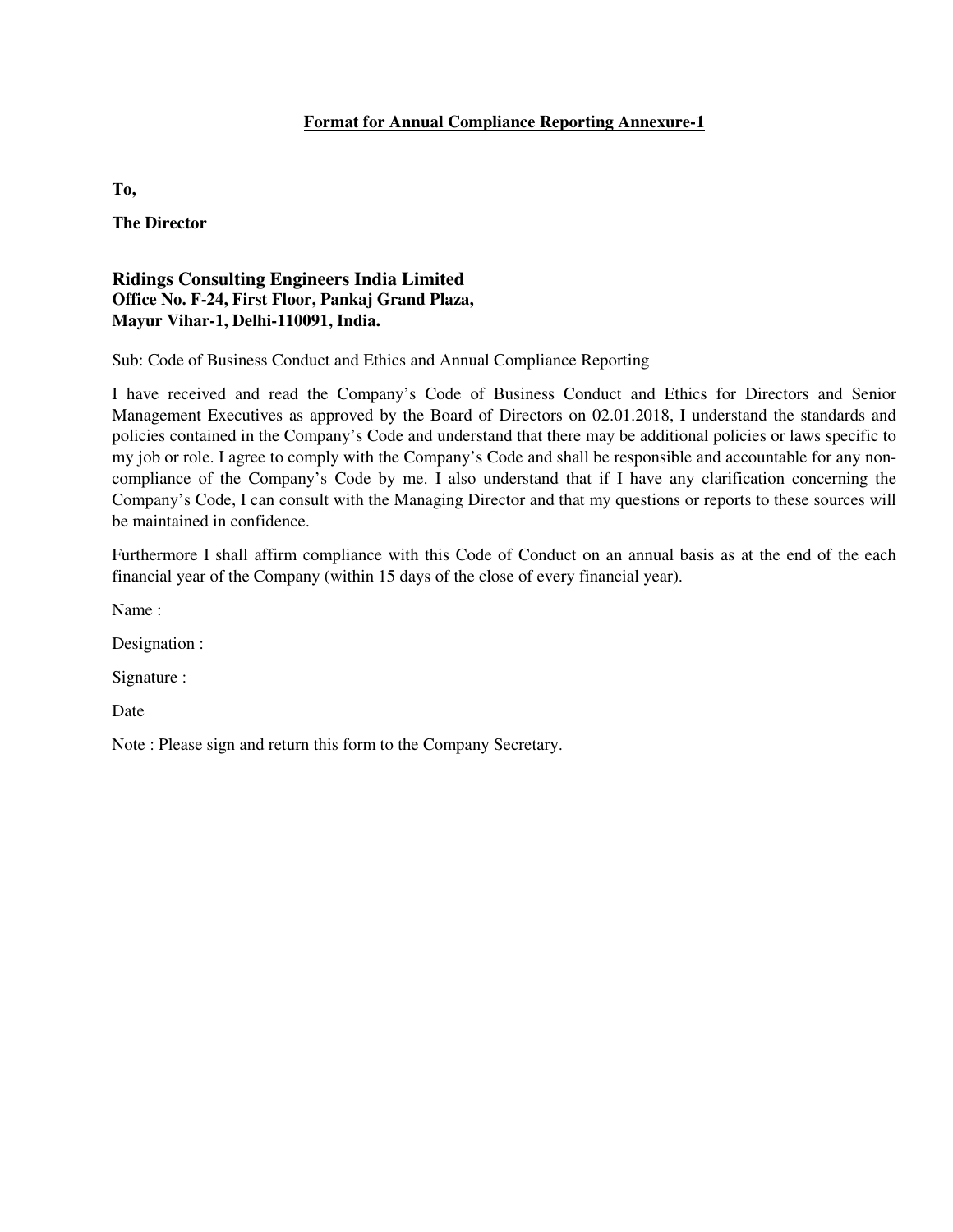**Format for Annual Compliance Reporting Annexure-1**

**To,**

**The Director**

**Ridings Consulting Engineers India Limited**
**Office No. F-24, First Floor, Pankaj Grand Plaza,**
**Mayur Vihar-1, Delhi-110091, India.**

Sub: Code of Business Conduct and Ethics and Annual Compliance Reporting

I have received and read the Company's Code of Business Conduct and Ethics for Directors and Senior Management Executives as approved by the Board of Directors on 02.01.2018, I understand the standards and policies contained in the Company's Code and understand that there may be additional policies or laws specific to my job or role. I agree to comply with the Company's Code and shall be responsible and accountable for any non-compliance of the Company's Code by me. I also understand that if I have any clarification concerning the Company's Code, I can consult with the Managing Director and that my questions or reports to these sources will be maintained in confidence.

Furthermore I shall affirm compliance with this Code of Conduct on an annual basis as at the end of the each financial year of the Company (within 15 days of the close of every financial year).

Name :

Designation :

Signature :

Date

Note : Please sign and return this form to the Company Secretary.